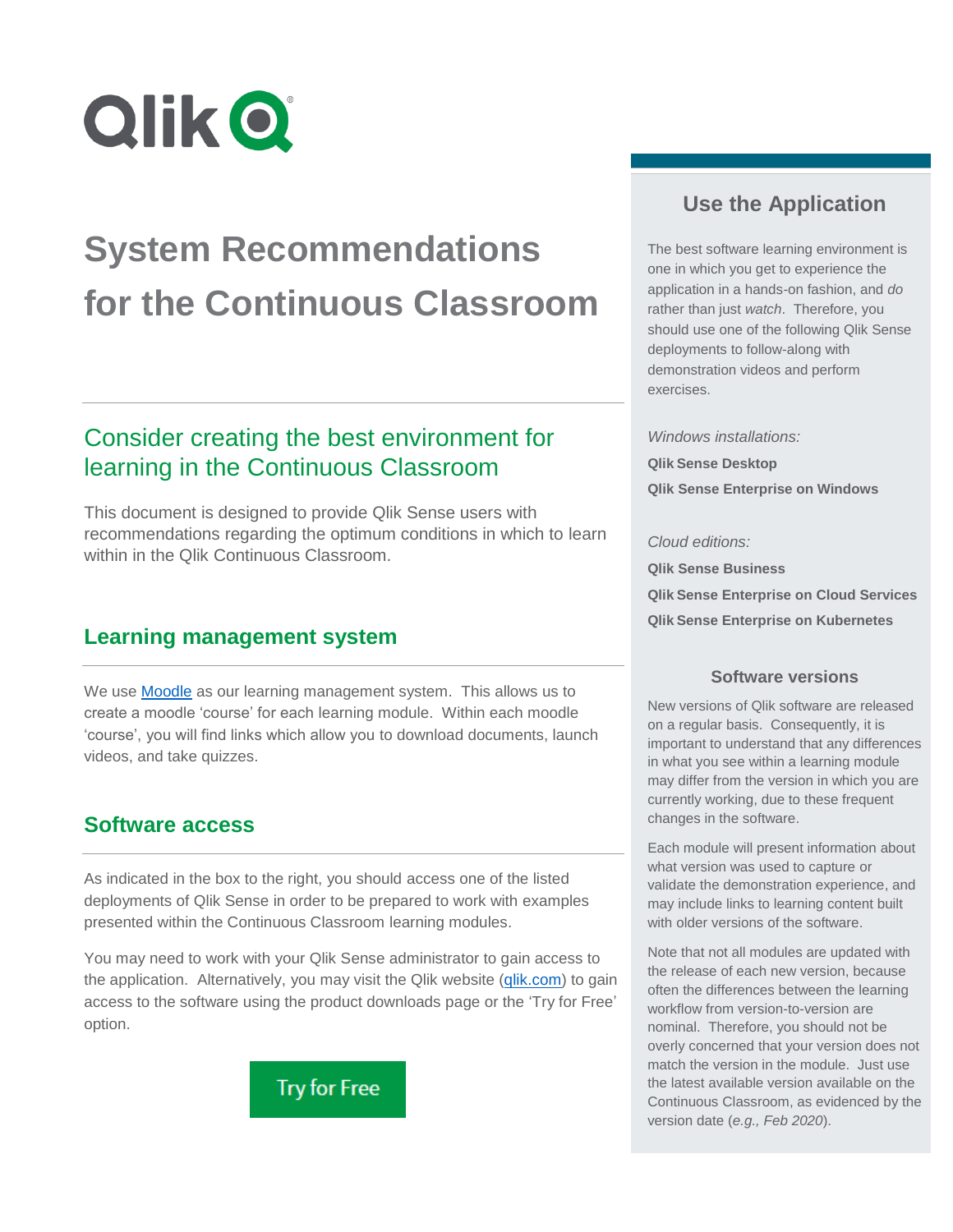# System Recommendations for the Continuous Classroom

## Consider creating the best environment for learning in the Continuous Classroom

This document is designed to provide Qlik Sense users with recommendations regarding the optimum conditions in which to learn within in the Qlik Continuous Classroom.

## Learning management system

We use [Moodle](Moodle) as our learning management system. This allows us to create a moodle 'course' for each learning module. Within each moodle 'course', you will find links which allow you to download documents, launch videos, and take quizzes.

## Software access

As indicated in the box to the right, you should access one of the listed deployments of Qlik Sense in order to be prepared to work with examples presented within the Continuous Classroom learning modules.

You may need to work with your Qlik Sense administrator to gain access to the application. Alternatively, you may visit the Qlik website ([qlik.com](qlik.com)) to gain access to the software using the product downloads page or the 'Try for Free' option.

Try for Free

## Use the Application

The best software learning environment is one in which you get to experience the application in a hands-on fashion, and *do* rather than just *watch*. Therefore, you should use one of the following Qlik Sense deployments to follow-along with demonstration videos and perform exercises.

*Windows installations:*

**Qlik Sense Desktop**

**Qlik Sense Enterprise on Windows**

*Cloud editions:*

**Qlik Sense Business**

**Qlik Sense Enterprise on Cloud Services**

**Qlik Sense Enterprise on Kubernetes**

### Software versions

New versions of Qlik software are released on a regular basis. Consequently, it is important to understand that any differences in what you see within a learning module may differ from the version in which you are currently working, due to these frequent changes in the software.

Each module will present information about what version was used to capture or validate the demonstration experience, and may include links to learning content built with older versions of the software.

Note that not all modules are updated with the release of each new version, because often the differences between the learning workflow from version-to-version are nominal. Therefore, you should not be overly concerned that your version does not match the version in the module. Just use the latest available version available on the Continuous Classroom, as evidenced by the version date (*e.g., Feb 2020*).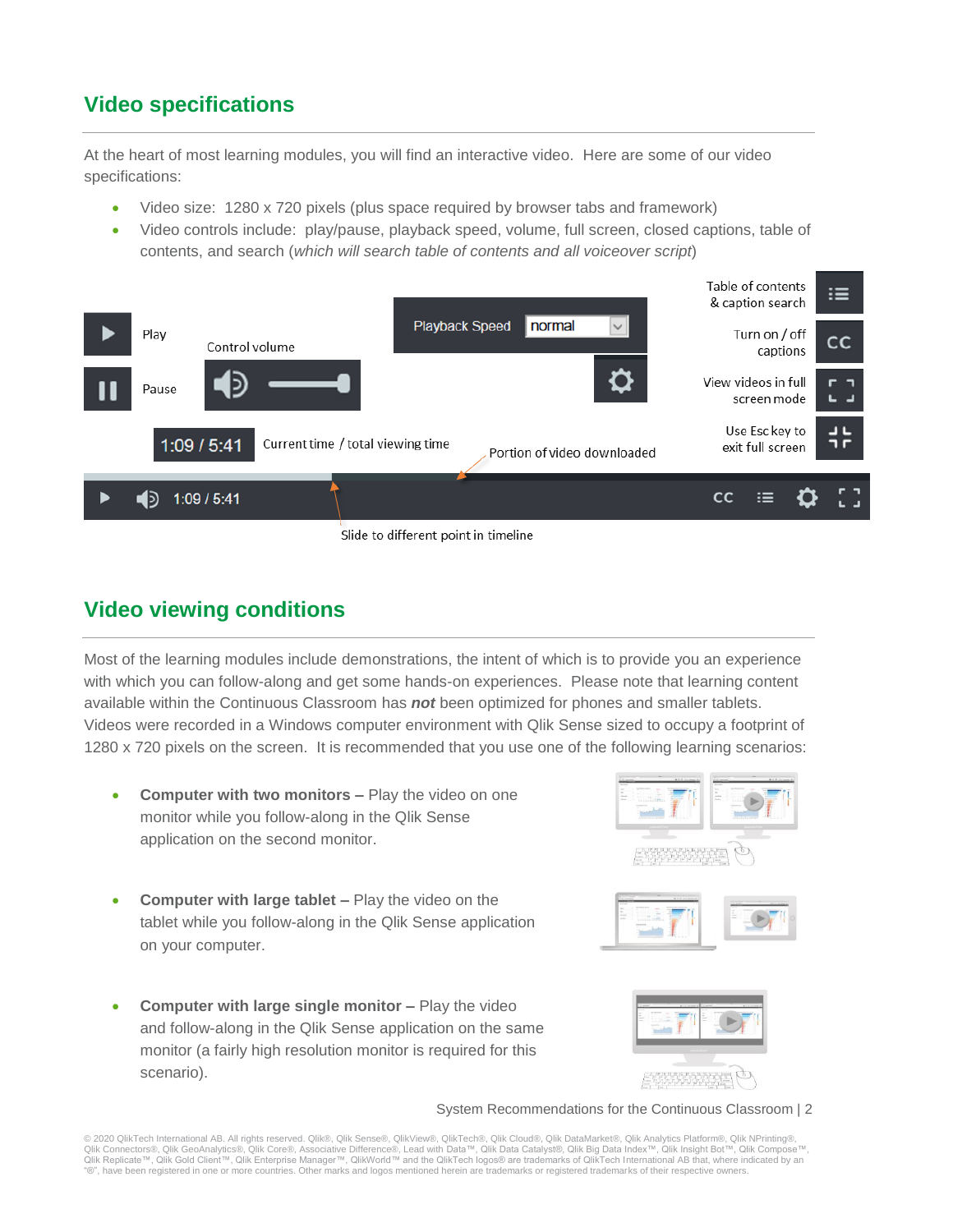## Video specifications

At the heart of most learning modules, you will find an interactive video. Here are some of our video specifications:

- Video size: 1280 x 720 pixels (plus space required by browser tabs and framework)
- Video controls include: play/pause, playback speed, volume, full screen, closed captions, table of contents, and search (*which will search table of contents and all voiceover script*)

Play

Pause

Control volume

Playback Speed normal

1:09 / 5:41 Current time / total viewing time

Portion of video downloaded

Table of contents & caption search

Turn on / off captions

View videos in full screen mode

Use Esc key to exit full screen

Slide to different point in timeline

## Video viewing conditions

Most of the learning modules include demonstrations, the intent of which is to provide you an experience with which you can follow-along and get some hands-on experiences. Please note that learning content available within the Continuous Classroom has ***not*** been optimized for phones and smaller tablets. Videos were recorded in a Windows computer environment with Qlik Sense sized to occupy a footprint of 1280 x 720 pixels on the screen. It is recommended that you use one of the following learning scenarios:

- **Computer with two monitors –** Play the video on one monitor while you follow-along in the Qlik Sense application on the second monitor.
- **Computer with large tablet –** Play the video on the tablet while you follow-along in the Qlik Sense application on your computer.
- **Computer with large single monitor –** Play the video and follow-along in the Qlik Sense application on the same monitor (a fairly high resolution monitor is required for this scenario).

System Recommendations for the Continuous Classroom | 2

© 2020 QlikTech International AB. All rights reserved. Qlik®, Qlik Sense®, QlikView®, QlikTech®, Qlik Cloud®, Qlik DataMarket®, Qlik Analytics Platform®, Qlik NPrinting®, Qlik Connectors®, Qlik GeoAnalytics®, Qlik Core®, Associative Difference®, Lead with Data™, Qlik Data Catalyst®, Qlik Big Data Index™, Qlik Insight Bot™, Qlik Compose™, Qlik Replicate™, Qlik Gold Client™, Qlik Enterprise Manager™, QlikWorld™ and the QlikTech logos® are trademarks of QlikTech International AB that, where indicated by an "®", have been registered in one or more countries. Other marks and logos mentioned herein are trademarks or registered trademarks of their respective owners.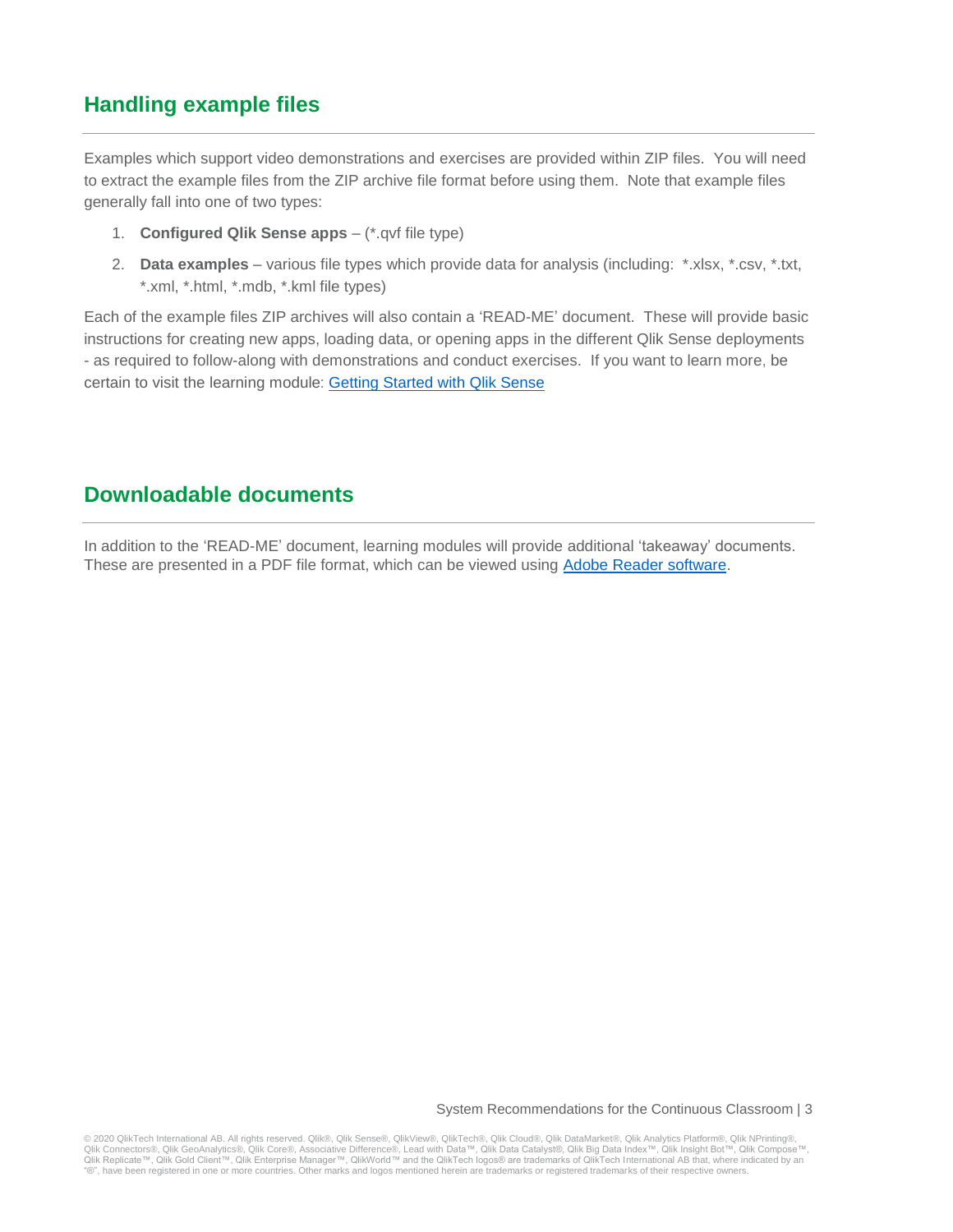## Handling example files

Examples which support video demonstrations and exercises are provided within ZIP files. You will need to extract the example files from the ZIP archive file format before using them. Note that example files generally fall into one of two types:

1. **Configured Qlik Sense apps** – (*.qvf file type)
2. **Data examples** – various file types which provide data for analysis (including: *.xlsx, *.csv, *.txt, *.xml, *.html, *.mdb, *.kml file types)

Each of the example files ZIP archives will also contain a 'READ-ME' document. These will provide basic instructions for creating new apps, loading data, or opening apps in the different Qlik Sense deployments - as required to follow-along with demonstrations and conduct exercises. If you want to learn more, be certain to visit the learning module: Getting Started with Qlik Sense

## Downloadable documents

In addition to the 'READ-ME' document, learning modules will provide additional 'takeaway' documents. These are presented in a PDF file format, which can be viewed using Adobe Reader software.

© 2020 QlikTech International AB. All rights reserved. Qlik®, Qlik Sense®, QlikView®, QlikTech®, Qlik Cloud®, Qlik DataMarket®, Qlik Analytics Platform®, Qlik NPrinting®, Qlik Connectors®, Qlik GeoAnalytics®, Qlik Core®, Associative Difference®, Lead with Data™, Qlik Data Catalyst®, Qlik Big Data Index™, Qlik Insight Bot™, Qlik Compose™, Qlik Replicate™, Qlik Gold Client™, Qlik Enterprise Manager™, QlikWorld™ and the QlikTech logos® are trademarks of QlikTech International AB that, where indicated by an "®", have been registered in one or more countries. Other marks and logos mentioned herein are trademarks or registered trademarks of their respective owners.